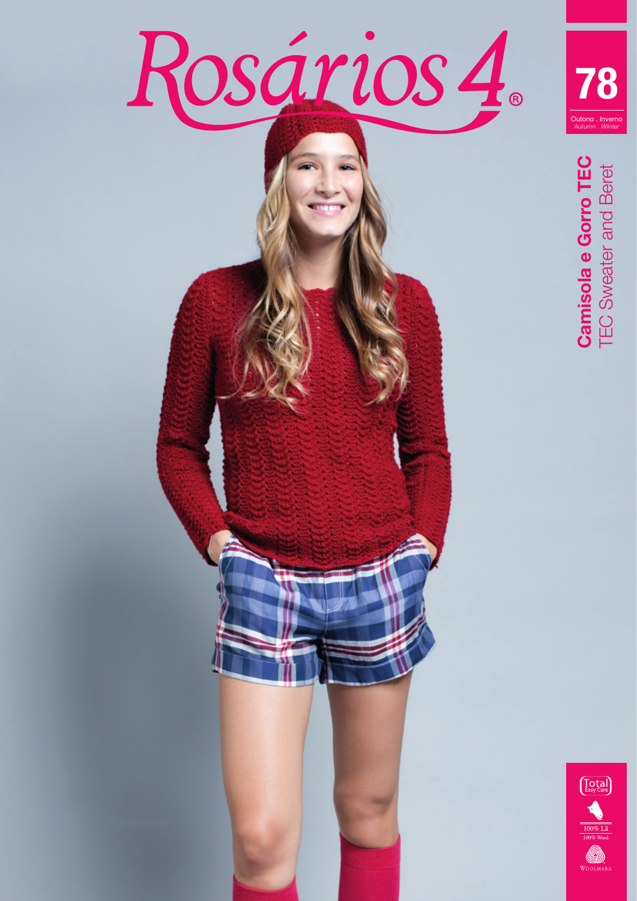# Rosários 4®

**78**

Outono . Inverno
*Autumn . Winter*

**Camisola e Gorro TEC**
TEC Sweater and Beret

Total Easy Care

100% Lã
100% Wool

Woolmark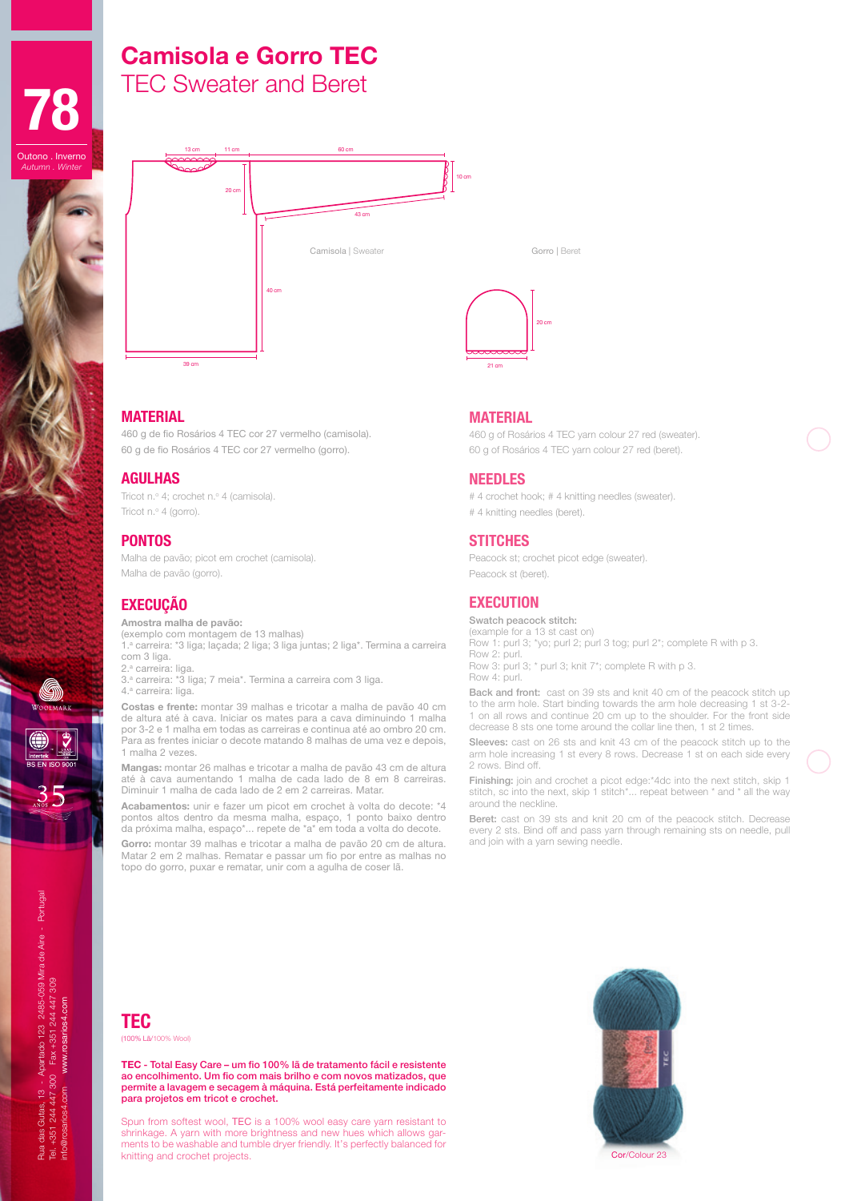78

Outono . Inverno
*Autumn . Winter*

# Camisola e Gorro TEC
## TEC Sweater and Beret

13 cm
11 cm
60 cm
10 cm
20 cm
43 cm
Camisola | Sweater
Gorro | Beret
40 cm
20 cm
39 cm
21 cm

## MATERIAL

460 g de fio Rosários 4 TEC cor 27 vermelho (camisola).
60 g de fio Rosários 4 TEC cor 27 vermelho (gorro).

## AGULHAS

Tricot n.º 4; crochet n.º 4 (camisola).
Tricot n.º 4 (gorro).

## PONTOS

Malha de pavão; picot em crochet (camisola).
Malha de pavão (gorro).

## EXECUÇÃO

**Amostra malha de pavão:**
(exemplo com montagem de 13 malhas)
1.ª carreira: *3 liga; laçada; 2 liga; 3 liga juntas; 2 liga*. Termina a carreira com 3 liga.
2.ª carreira: liga.
3.ª carreira: *3 liga; 7 meia*. Termina a carreira com 3 liga.
4.ª carreira: liga.

**Costas e frente:** montar 39 malhas e tricotar a malha de pavão 40 cm de altura até à cava. Iniciar os mates para a cava diminuindo 1 malha por 3-2 e 1 malha em todas as carreiras e continua até ao ombro 20 cm. Para as frentes iniciar o decote matando 8 malhas de uma vez e depois, 1 malha 2 vezes.

**Mangas:** montar 26 malhas e tricotar a malha de pavão 43 cm de altura até à cava aumentando 1 malha de cada lado de 8 em 8 carreiras. Diminuir 1 malha de cada lado de 2 em 2 carreiras. Matar.

**Acabamentos:** unir e fazer um picot em crochet à volta do decote: *4 pontos altos dentro da mesma malha, espaço, 1 ponto baixo dentro da próxima malha, espaço*... repete de *a* em toda a volta do decote.

**Gorro:** montar 39 malhas e tricotar a malha de pavão 20 cm de altura. Matar 2 em 2 malhas. Rematar e passar um fio por entre as malhas no topo do gorro, puxar e rematar, unir com a agulha de coser lã.

## MATERIAL

460 g of Rosários 4 TEC yarn colour 27 red (sweater).
60 g of Rosários 4 TEC yarn colour 27 red (beret).

## NEEDLES

# 4 crochet hook; # 4 knitting needles (sweater).
# 4 knitting needles (beret).

## STITCHES

Peacock st; crochet picot edge (sweater).
Peacock st (beret).

## EXECUTION

**Swatch peacock stitch:**
(example for a 13 st cast on)
Row 1: purl 3; *yo; purl 2; purl 3 tog; purl 2*; complete R with p 3.
Row 2: purl.
Row 3: purl 3; * purl 3; knit 7*; complete R with p 3.
Row 4: purl.

**Back and front:** cast on 39 sts and knit 40 cm of the peacock stitch up to the arm hole. Start binding towards the arm hole decreasing 1 st 3-2-1 on all rows and continue 20 cm up to the shoulder. For the front side decrease 8 sts one tome around the collar line then, 1 st 2 times.

**Sleeves:** cast on 26 sts and knit 43 cm of the peacock stitch up to the arm hole increasing 1 st every 8 rows. Decrease 1 st on each side every 2 rows. Bind off.

**Finishing:** join and crochet a picot edge:*4dc into the next stitch, skip 1 stitch, sc into the next, skip 1 stitch*... repeat between * and * all the way around the neckline.

**Beret:** cast on 39 sts and knit 20 cm of the peacock stitch. Decrease every 2 sts. Bind off and pass yarn through remaining sts on needle, pull and join with a yarn sewing needle.

## TEC

(100% Lã/100% Wool)

**TEC - Total Easy Care – um fio 100% lã de tratamento fácil e resistente ao encolhimento. Um fio com mais brilho e com novos matizados, que permite a lavagem e secagem à máquina. Está perfeitamente indicado para projetos em tricot e crochet.**

Spun from softest wool, TEC is a 100% wool easy care yarn resistant to shrinkage. A yarn with more brightness and new hues which allows garments to be washable and tumble dryer friendly. It's perfectly balanced for knitting and crochet projects.

Cor/Colour 23

WOOLMARK
BS EN ISO 9001
35 ANOS

Rua das Gutas, 13 - Apartado 123 2485-059 Mira de Aire - Portugal
Tel. +351 244 447 300 Fax +351 244 447 309
info@rosarios4.com www.rosarios4.com